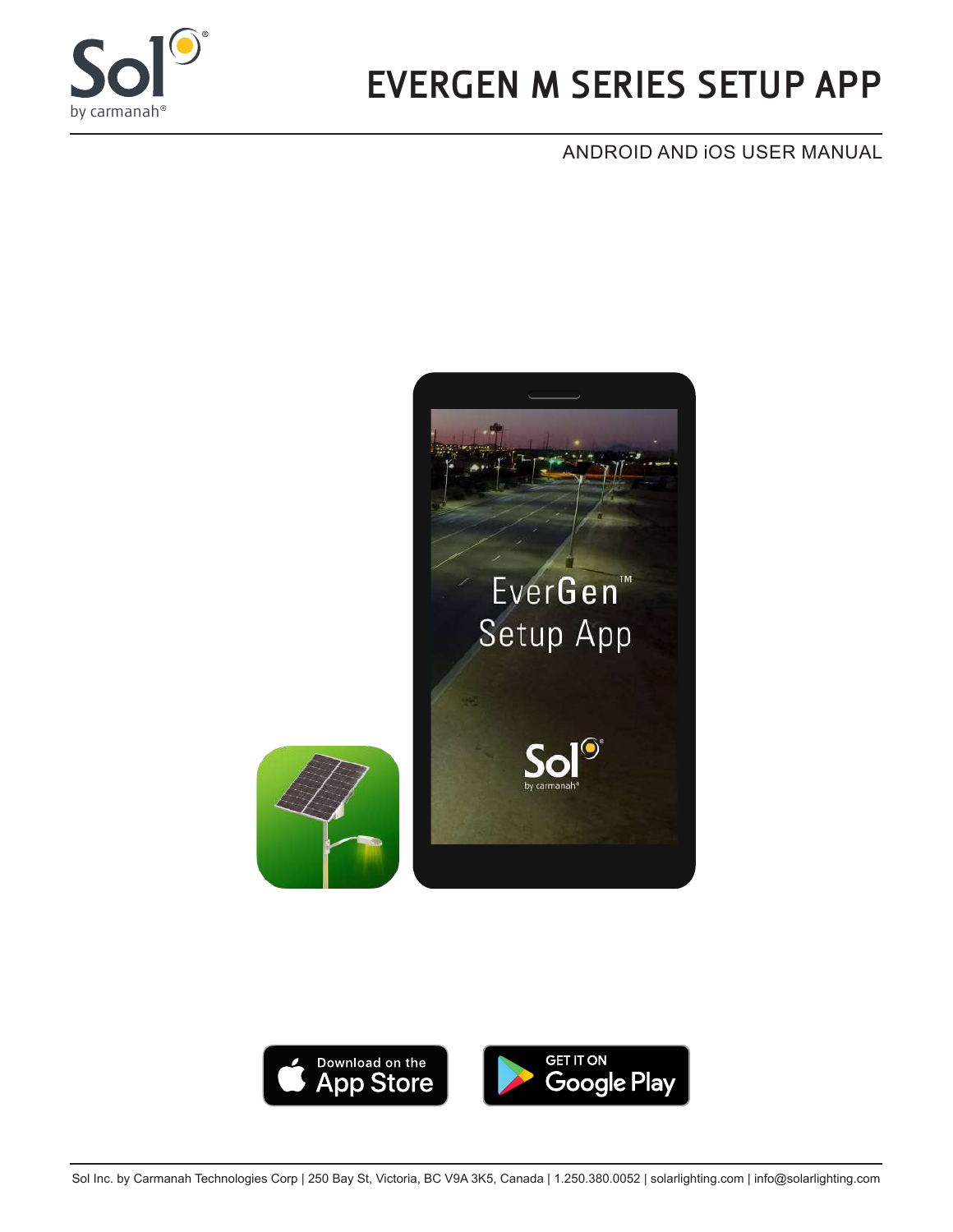# EVERGEN M SERIES SETUP APP

ANDROID AND iOS USER MANUAL

Sol Inc. by Carmanah Technologies Corp | 250 Bay St, Victoria, BC V9A 3K5, Canada | 1.250.380.0052 | solarlighting.com | info@solarlighting.com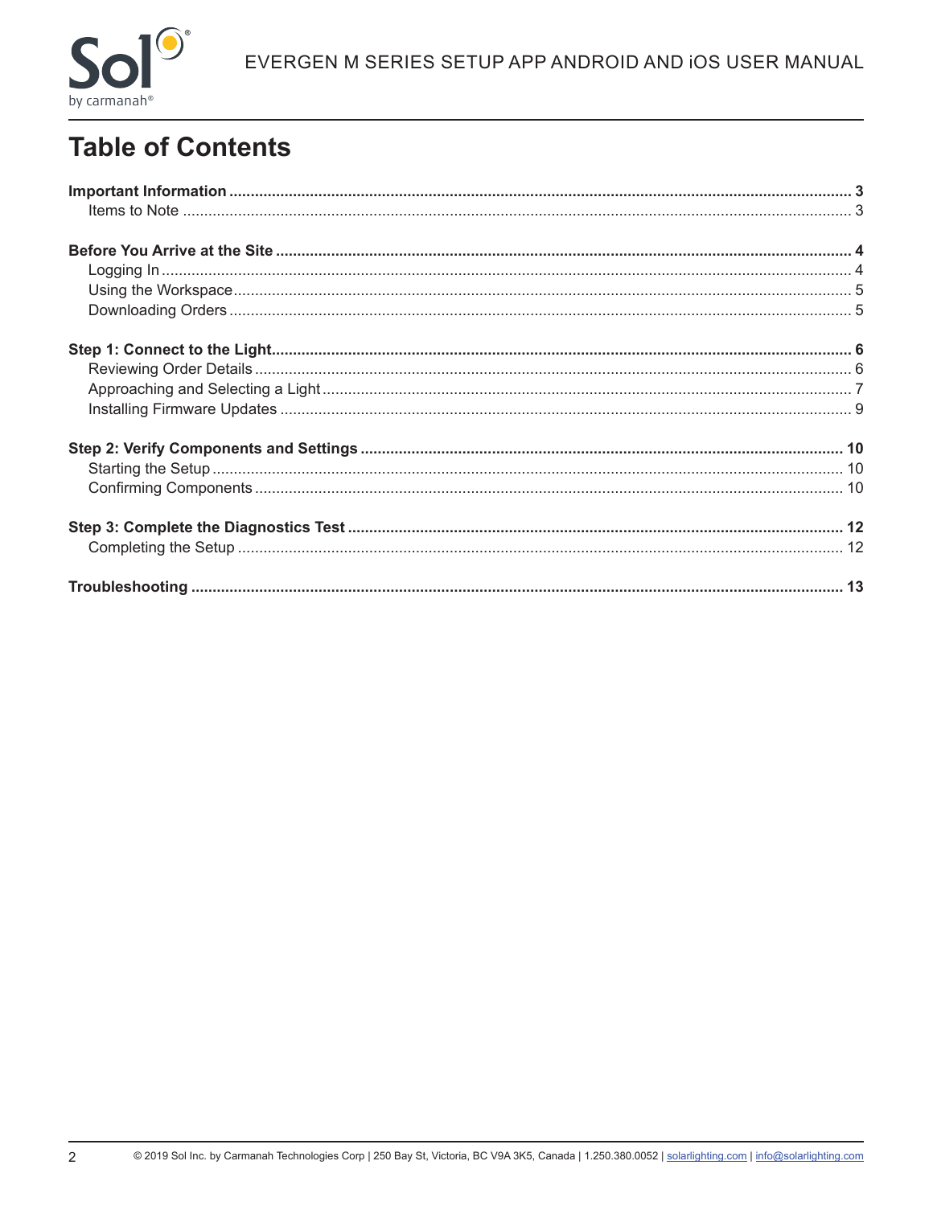# Table of Contents

**Important Information** ........................................ **3**
- Items to Note ........................................ 3

**Before You Arrive at the Site** ........................................ **4**
- Logging In ........................................ 4
- Using the Workspace ........................................ 5
- Downloading Orders ........................................ 5

**Step 1: Connect to the Light** ........................................ **6**
- Reviewing Order Details ........................................ 6
- Approaching and Selecting a Light ........................................ 7
- Installing Firmware Updates ........................................ 9

**Step 2: Verify Components and Settings** ........................................ **10**
- Starting the Setup ........................................ 10
- Confirming Components ........................................ 10

**Step 3: Complete the Diagnostics Test** ........................................ **12**
- Completing the Setup ........................................ 12

**Troubleshooting** ........................................ **13**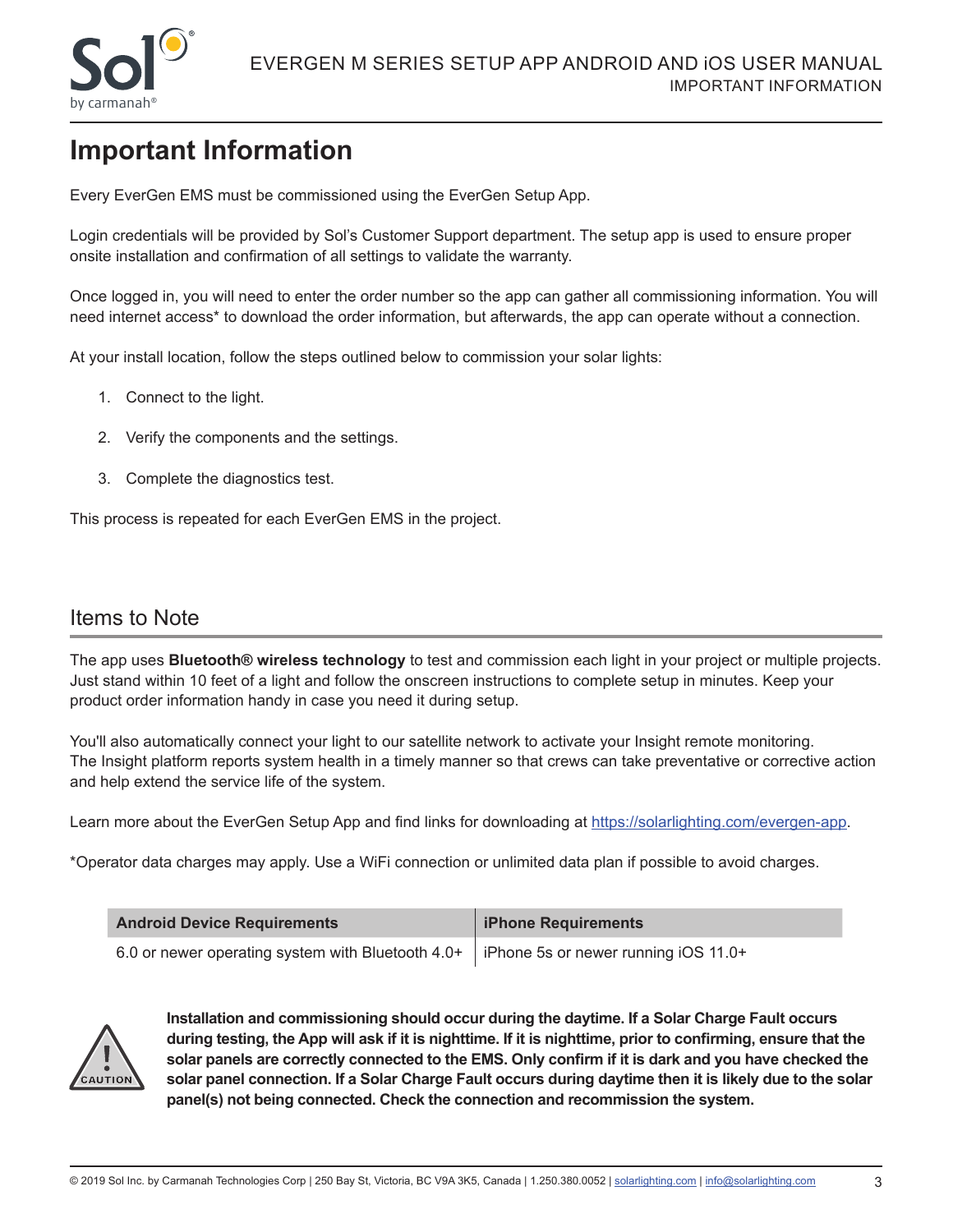# Important Information

Every EverGen EMS must be commissioned using the EverGen Setup App.

Login credentials will be provided by Sol's Customer Support department. The setup app is used to ensure proper onsite installation and confirmation of all settings to validate the warranty.

Once logged in, you will need to enter the order number so the app can gather all commissioning information. You will need internet access* to download the order information, but afterwards, the app can operate without a connection.

At your install location, follow the steps outlined below to commission your solar lights:

1. Connect to the light.
2. Verify the components and the settings.
3. Complete the diagnostics test.

This process is repeated for each EverGen EMS in the project.

## Items to Note

The app uses **Bluetooth® wireless technology** to test and commission each light in your project or multiple projects. Just stand within 10 feet of a light and follow the onscreen instructions to complete setup in minutes. Keep your product order information handy in case you need it during setup.

You'll also automatically connect your light to our satellite network to activate your Insight remote monitoring. The Insight platform reports system health in a timely manner so that crews can take preventative or corrective action and help extend the service life of the system.

Learn more about the EverGen Setup App and find links for downloading at [https://solarlighting.com/evergen-app](https://solarlighting.com/evergen-app).

*Operator data charges may apply. Use a WiFi connection or unlimited data plan if possible to avoid charges.

| Android Device Requirements | iPhone Requirements |
|---|---|
| 6.0 or newer operating system with Bluetooth 4.0+ | iPhone 5s or newer running iOS 11.0+ |

CAUTION

**Installation and commissioning should occur during the daytime. If a Solar Charge Fault occurs during testing, the App will ask if it is nighttime. If it is nighttime, prior to confirming, ensure that the solar panels are correctly connected to the EMS. Only confirm if it is dark and you have checked the solar panel connection. If a Solar Charge Fault occurs during daytime then it is likely due to the solar panel(s) not being connected. Check the connection and recommission the system.**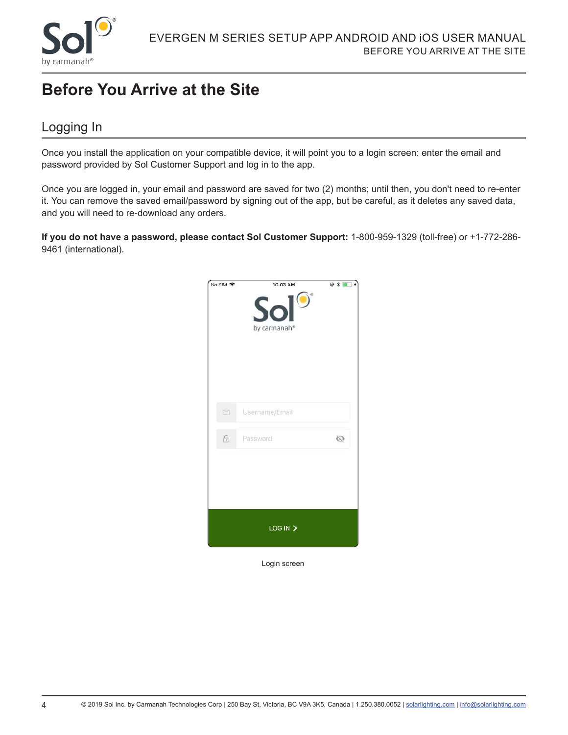# Before You Arrive at the Site

## Logging In

Once you install the application on your compatible device, it will point you to a login screen: enter the email and password provided by Sol Customer Support and log in to the app.

Once you are logged in, your email and password are saved for two (2) months; until then, you don't need to re-enter it. You can remove the saved email/password by signing out of the app, but be careful, as it deletes any saved data, and you will need to re-download any orders.

**If you do not have a password, please contact Sol Customer Support:** 1-800-959-1329 (toll-free) or +1-772-286-9461 (international).

Login screen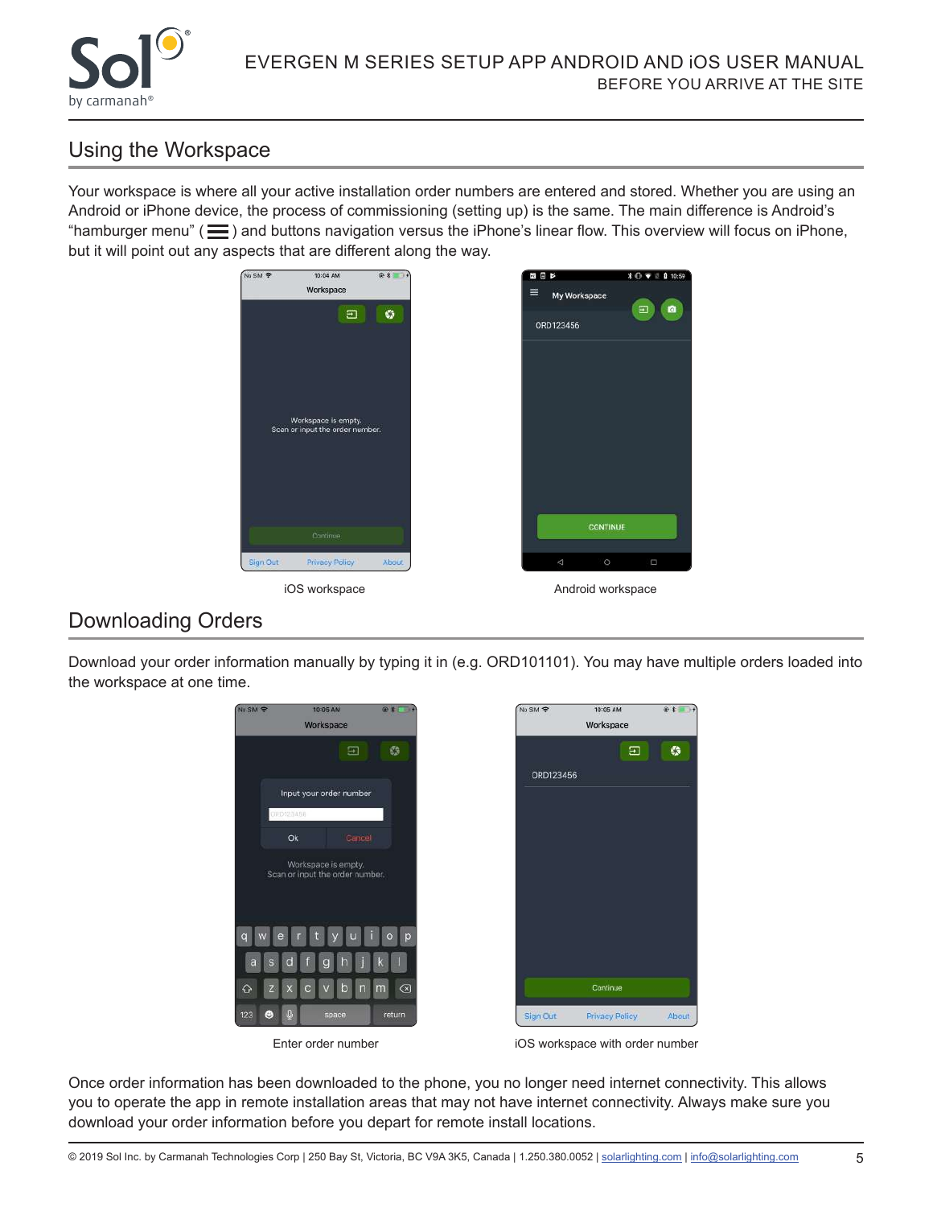## Using the Workspace

Your workspace is where all your active installation order numbers are entered and stored. Whether you are using an Android or iPhone device, the process of commissioning (setting up) is the same. The main difference is Android's "hamburger menu" ( ☰ ) and buttons navigation versus the iPhone's linear flow. This overview will focus on iPhone, but it will point out any aspects that are different along the way.

iOS workspace

Android workspace

## Downloading Orders

Download your order information manually by typing it in (e.g. ORD101101). You may have multiple orders loaded into the workspace at one time.

Enter order number

iOS workspace with order number

Once order information has been downloaded to the phone, you no longer need internet connectivity. This allows you to operate the app in remote installation areas that may not have internet connectivity. Always make sure you download your order information before you depart for remote install locations.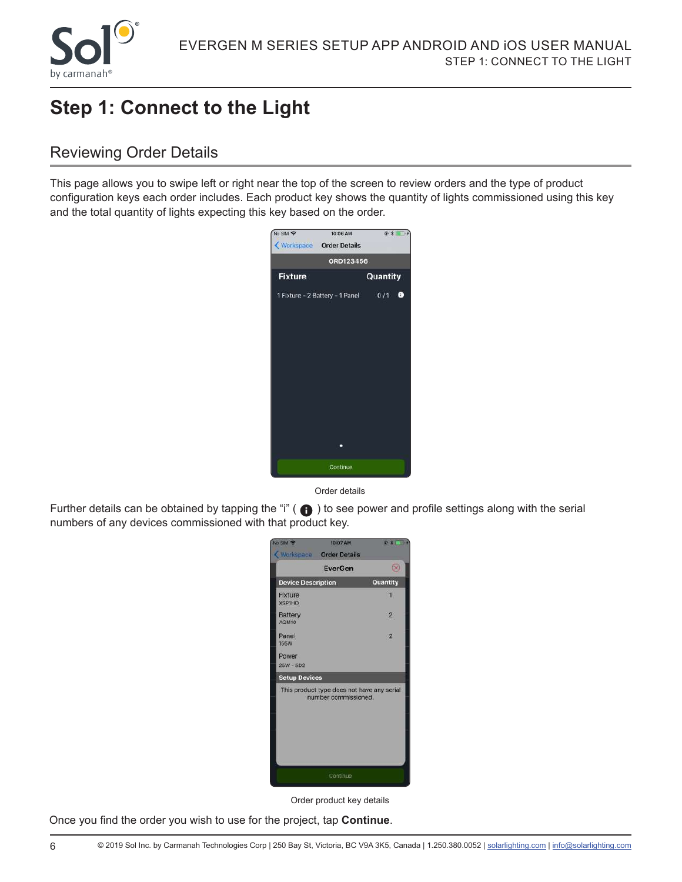# Step 1: Connect to the Light

## Reviewing Order Details

This page allows you to swipe left or right near the top of the screen to review orders and the type of product configuration keys each order includes. Each product key shows the quantity of lights commissioned using this key and the total quantity of lights expecting this key based on the order.

Order details

Further details can be obtained by tapping the "i" ( i ) to see power and profile settings along with the serial numbers of any devices commissioned with that product key.

Order product key details

Once you find the order you wish to use for the project, tap **Continue**.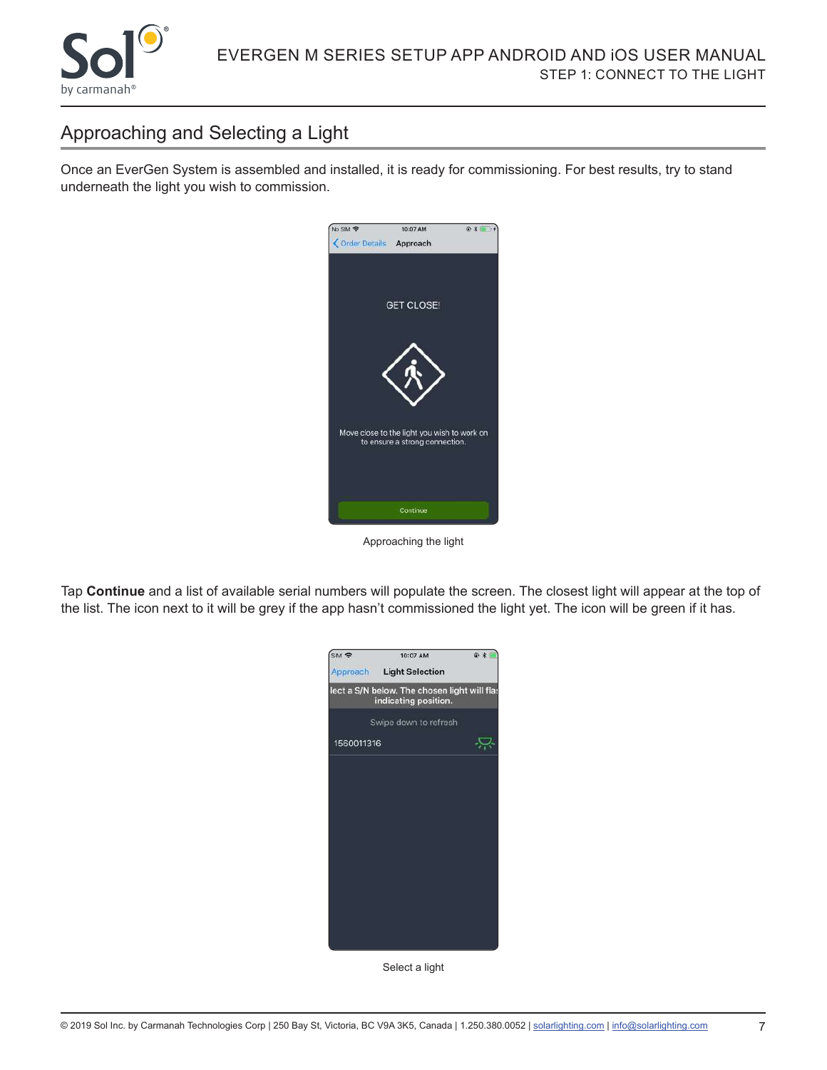## Approaching and Selecting a Light

Once an EverGen System is assembled and installed, it is ready for commissioning. For best results, try to stand underneath the light you wish to commission.

Approaching the light

Tap **Continue** and a list of available serial numbers will populate the screen. The closest light will appear at the top of the list. The icon next to it will be grey if the app hasn't commissioned the light yet. The icon will be green if it has.

Select a light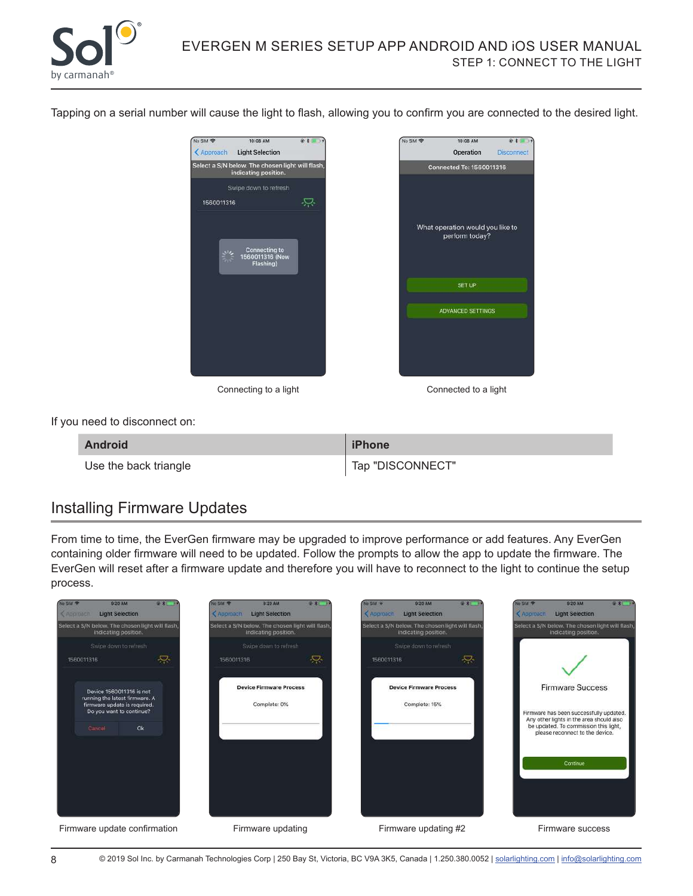Tapping on a serial number will cause the light to flash, allowing you to confirm you are connected to the desired light.

Connecting to a light

Connected to a light

If you need to disconnect on:

| Android | iPhone |
|---|---|
| Use the back triangle | Tap "DISCONNECT" |

## Installing Firmware Updates

From time to time, the EverGen firmware may be upgraded to improve performance or add features. Any EverGen containing older firmware will need to be updated. Follow the prompts to allow the app to update the firmware. The EverGen will reset after a firmware update and therefore you will have to reconnect to the light to continue the setup process.

Firmware update confirmation

Firmware updating

Firmware updating #2

Firmware success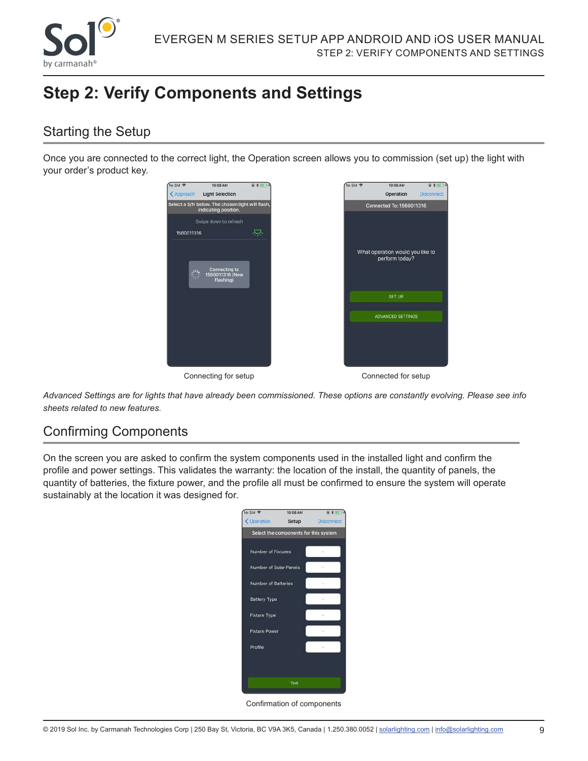# Step 2: Verify Components and Settings

## Starting the Setup

Once you are connected to the correct light, the Operation screen allows you to commission (set up) the light with your order's product key.

Connecting for setup

Connected for setup

*Advanced Settings are for lights that have already been commissioned. These options are constantly evolving. Please see info sheets related to new features.*

## Confirming Components

On the screen you are asked to confirm the system components used in the installed light and confirm the profile and power settings. This validates the warranty: the location of the install, the quantity of panels, the quantity of batteries, the fixture power, and the profile all must be confirmed to ensure the system will operate sustainably at the location it was designed for.

Confirmation of components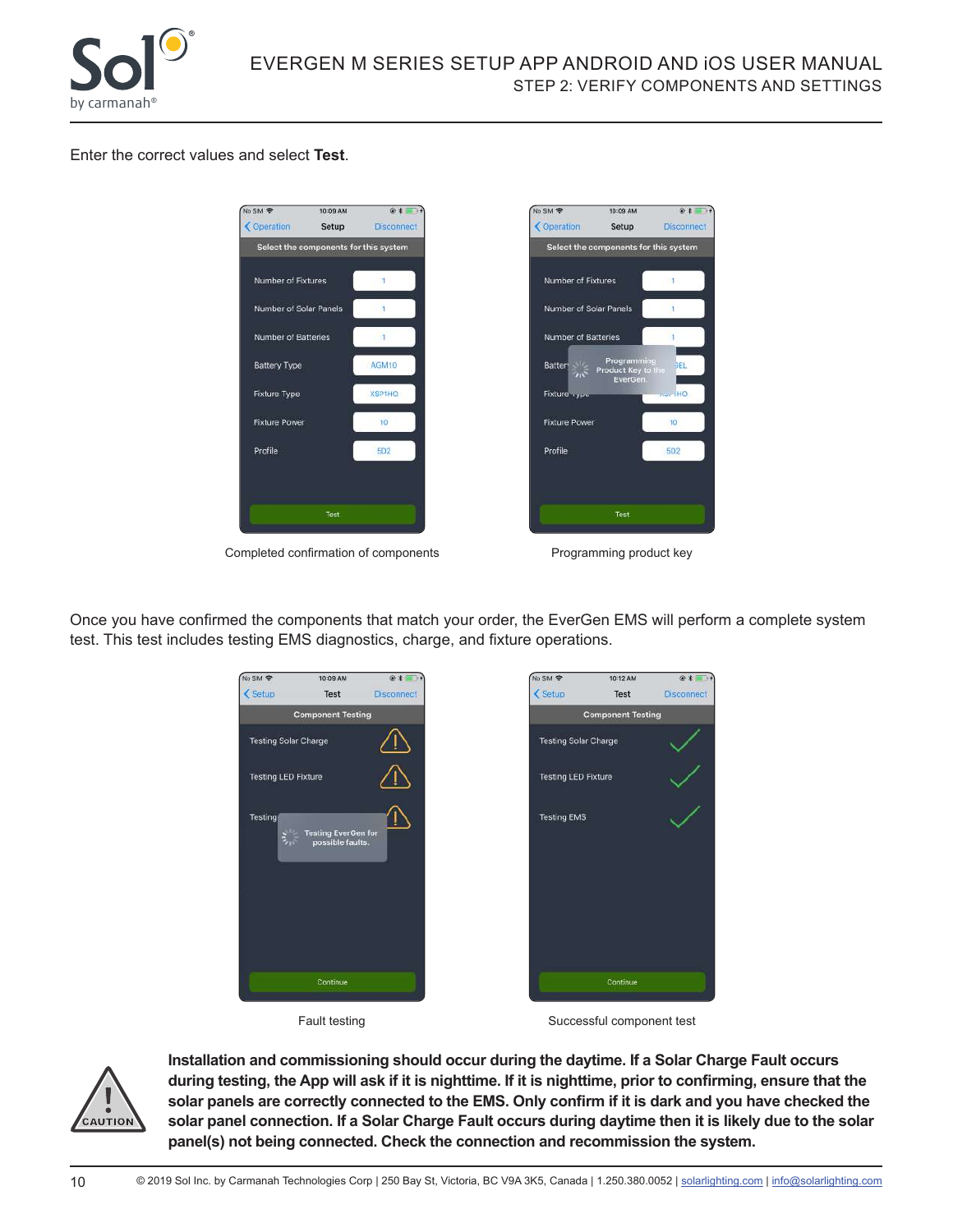Enter the correct values and select **Test**.

Completed confirmation of components

Programming product key

Once you have confirmed the components that match your order, the EverGen EMS will perform a complete system test. This test includes testing EMS diagnostics, charge, and fixture operations.

Fault testing

Successful component test

CAUTION

**Installation and commissioning should occur during the daytime. If a Solar Charge Fault occurs during testing, the App will ask if it is nighttime. If it is nighttime, prior to confirming, ensure that the solar panels are correctly connected to the EMS. Only confirm if it is dark and you have checked the solar panel connection. If a Solar Charge Fault occurs during daytime then it is likely due to the solar panel(s) not being connected. Check the connection and recommission the system.**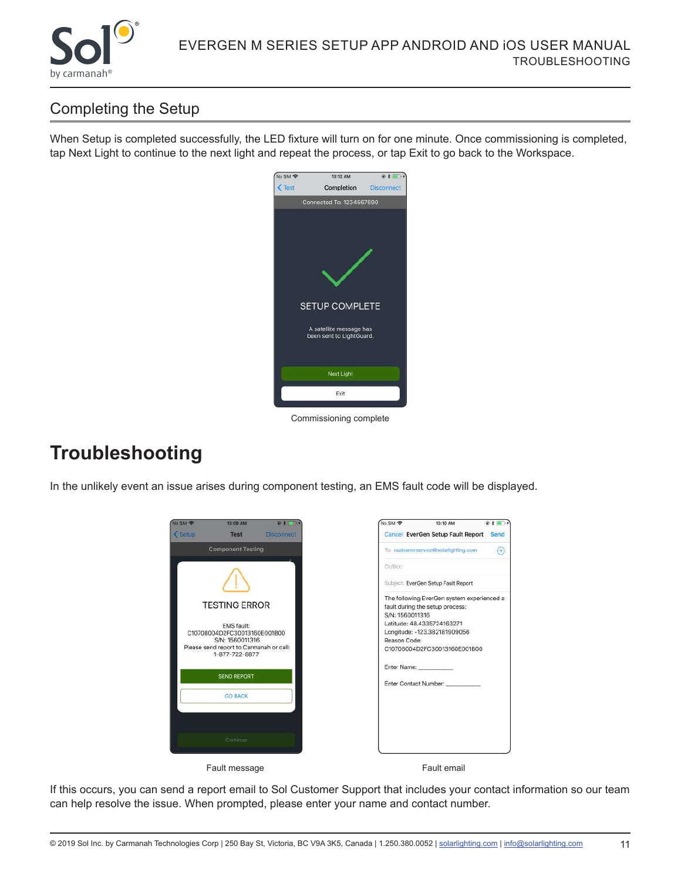## Completing the Setup

When Setup is completed successfully, the LED fixture will turn on for one minute. Once commissioning is completed, tap Next Light to continue to the next light and repeat the process, or tap Exit to go back to the Workspace.

Commissioning complete

# Troubleshooting

In the unlikely event an issue arises during component testing, an EMS fault code will be displayed.

Fault message

Fault email

If this occurs, you can send a report email to Sol Customer Support that includes your contact information so our team can help resolve the issue. When prompted, please enter your name and contact number.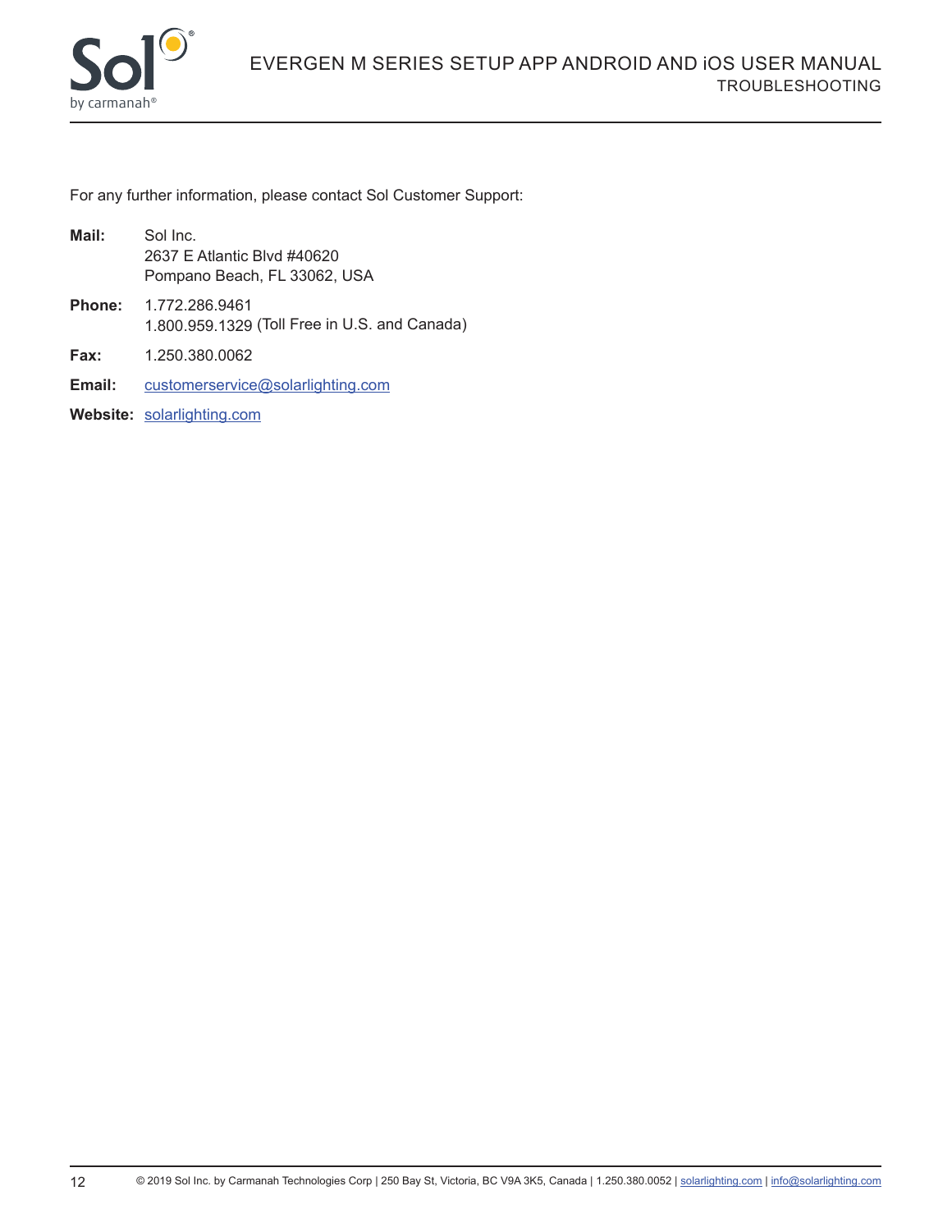For any further information, please contact Sol Customer Support:

**Mail:** Sol Inc.
2637 E Atlantic Blvd #40620
Pompano Beach, FL 33062, USA

**Phone:** 1.772.286.9461
1.800.959.1329 (Toll Free in U.S. and Canada)

**Fax:** 1.250.380.0062

**Email:** customerservice@solarlighting.com

**Website:** solarlighting.com